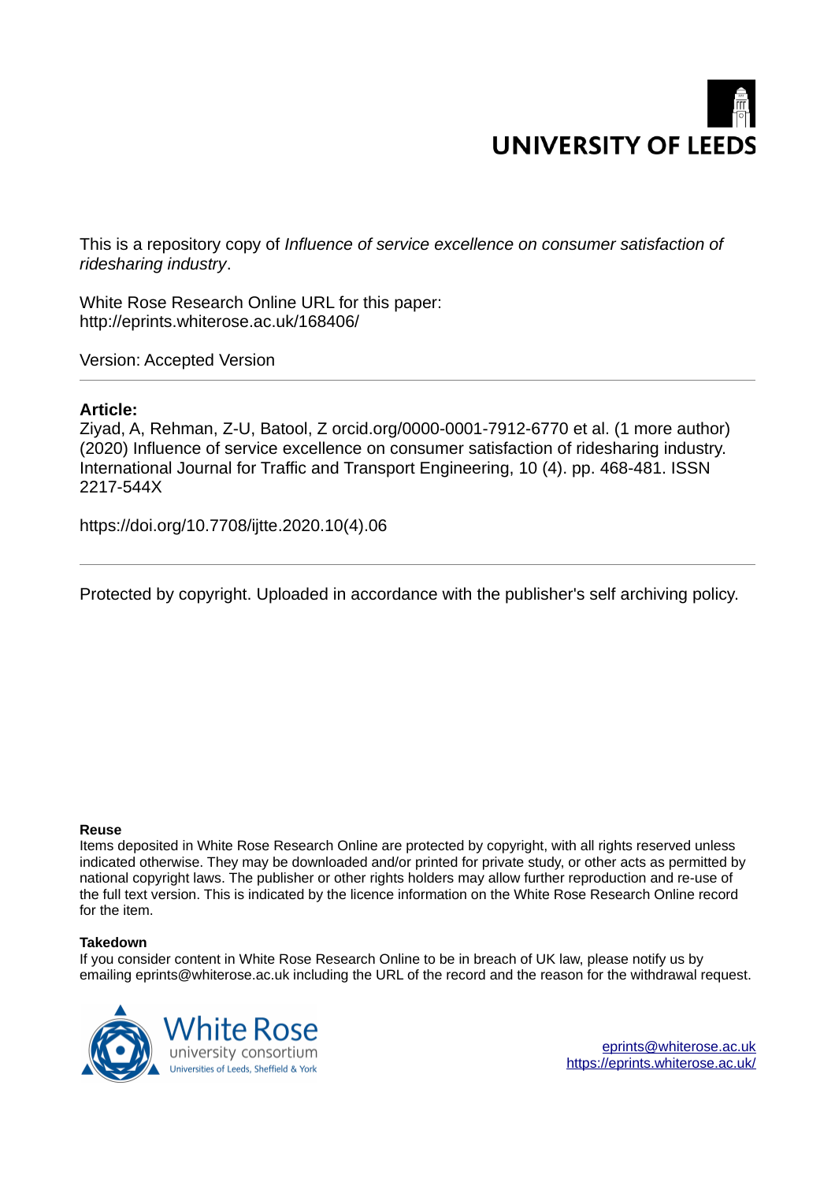UNIVERSITY OF LEEDS

This is a repository copy of *Influence of service excellence on consumer satisfaction of ridesharing industry*.

White Rose Research Online URL for this paper:
http://eprints.whiterose.ac.uk/168406/

Version: Accepted Version

---

**Article:**

Ziyad, A, Rehman, Z-U, Batool, Z orcid.org/0000-0001-7912-6770 et al. (1 more author) (2020) Influence of service excellence on consumer satisfaction of ridesharing industry. International Journal for Traffic and Transport Engineering, 10 (4). pp. 468-481. ISSN 2217-544X

https://doi.org/10.7708/ijtte.2020.10(4).06

---

Protected by copyright. Uploaded in accordance with the publisher's self archiving policy.

**Reuse**

Items deposited in White Rose Research Online are protected by copyright, with all rights reserved unless indicated otherwise. They may be downloaded and/or printed for private study, or other acts as permitted by national copyright laws. The publisher or other rights holders may allow further reproduction and re-use of the full text version. This is indicated by the licence information on the White Rose Research Online record for the item.

**Takedown**

If you consider content in White Rose Research Online to be in breach of UK law, please notify us by emailing eprints@whiterose.ac.uk including the URL of the record and the reason for the withdrawal request.

White Rose university consortium
Universities of Leeds, Sheffield & York

eprints@whiterose.ac.uk
https://eprints.whiterose.ac.uk/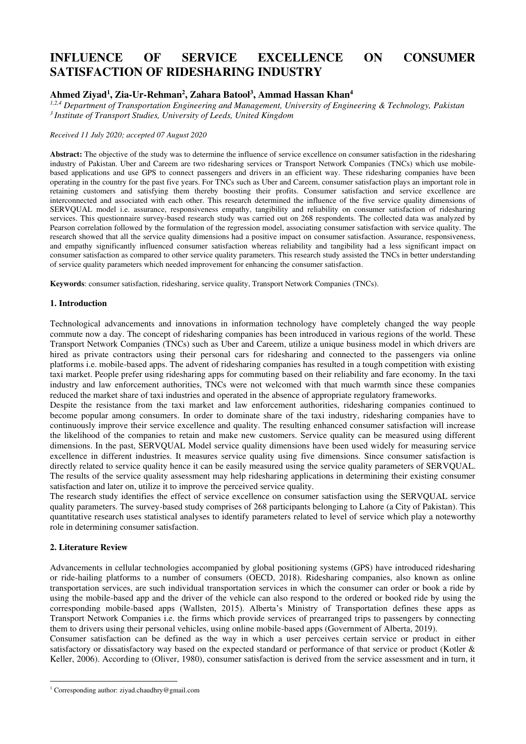# INFLUENCE OF SERVICE EXCELLENCE ON CONSUMER SATISFACTION OF RIDESHARING INDUSTRY

**Ahmed Ziyad[1], Zia-Ur-Rehman[2], Zahara Batool[3], Ammad Hassan Khan[4]**

*[1,2,4] Department of Transportation Engineering and Management, University of Engineering & Technology, Pakistan*
*[3] Institute of Transport Studies, University of Leeds, United Kingdom*

*Received 11 July 2020; accepted 07 August 2020*

**Abstract:** The objective of the study was to determine the influence of service excellence on consumer satisfaction in the ridesharing industry of Pakistan. Uber and Careem are two ridesharing services or Transport Network Companies (TNCs) which use mobile-based applications and use GPS to connect passengers and drivers in an efficient way. These ridesharing companies have been operating in the country for the past five years. For TNCs such as Uber and Careem, consumer satisfaction plays an important role in retaining customers and satisfying them thereby boosting their profits. Consumer satisfaction and service excellence are interconnected and associated with each other. This research determined the influence of the five service quality dimensions of SERVQUAL model i.e. assurance, responsiveness empathy, tangibility and reliability on consumer satisfaction of ridesharing services. This questionnaire survey-based research study was carried out on 268 respondents. The collected data was analyzed by Pearson correlation followed by the formulation of the regression model, associating consumer satisfaction with service quality. The research showed that all the service quality dimensions had a positive impact on consumer satisfaction. Assurance, responsiveness, and empathy significantly influenced consumer satisfaction whereas reliability and tangibility had a less significant impact on consumer satisfaction as compared to other service quality parameters. This research study assisted the TNCs in better understanding of service quality parameters which needed improvement for enhancing the consumer satisfaction.

**Keywords**: consumer satisfaction, ridesharing, service quality, Transport Network Companies (TNCs).

## 1. Introduction

Technological advancements and innovations in information technology have completely changed the way people commute now a day. The concept of ridesharing companies has been introduced in various regions of the world. These Transport Network Companies (TNCs) such as Uber and Careem, utilize a unique business model in which drivers are hired as private contractors using their personal cars for ridesharing and connected to the passengers via online platforms i.e. mobile-based apps. The advent of ridesharing companies has resulted in a tough competition with existing taxi market. People prefer using ridesharing apps for commuting based on their reliability and fare economy. In the taxi industry and law enforcement authorities, TNCs were not welcomed with that much warmth since these companies reduced the market share of taxi industries and operated in the absence of appropriate regulatory frameworks.

Despite the resistance from the taxi market and law enforcement authorities, ridesharing companies continued to become popular among consumers. In order to dominate share of the taxi industry, ridesharing companies have to continuously improve their service excellence and quality. The resulting enhanced consumer satisfaction will increase the likelihood of the companies to retain and make new customers. Service quality can be measured using different dimensions. In the past, SERVQUAL Model service quality dimensions have been used widely for measuring service excellence in different industries. It measures service quality using five dimensions. Since consumer satisfaction is directly related to service quality hence it can be easily measured using the service quality parameters of SERVQUAL. The results of the service quality assessment may help ridesharing applications in determining their existing consumer satisfaction and later on, utilize it to improve the perceived service quality.

The research study identifies the effect of service excellence on consumer satisfaction using the SERVQUAL service quality parameters. The survey-based study comprises of 268 participants belonging to Lahore (a City of Pakistan). This quantitative research uses statistical analyses to identify parameters related to level of service which play a noteworthy role in determining consumer satisfaction.

## 2. Literature Review

Advancements in cellular technologies accompanied by global positioning systems (GPS) have introduced ridesharing or ride-hailing platforms to a number of consumers (OECD, 2018). Ridesharing companies, also known as online transportation services, are such individual transportation services in which the consumer can order or book a ride by using the mobile-based app and the driver of the vehicle can also respond to the ordered or booked ride by using the corresponding mobile-based apps (Wallsten, 2015). Alberta's Ministry of Transportation defines these apps as Transport Network Companies i.e. the firms which provide services of prearranged trips to passengers by connecting them to drivers using their personal vehicles, using online mobile-based apps (Government of Alberta, 2019).

Consumer satisfaction can be defined as the way in which a user perceives certain service or product in either satisfactory or dissatisfactory way based on the expected standard or performance of that service or product (Kotler & Keller, 2006). According to (Oliver, 1980), consumer satisfaction is derived from the service assessment and in turn, it

[1] Corresponding author: ziyad.chaudhry@gmail.com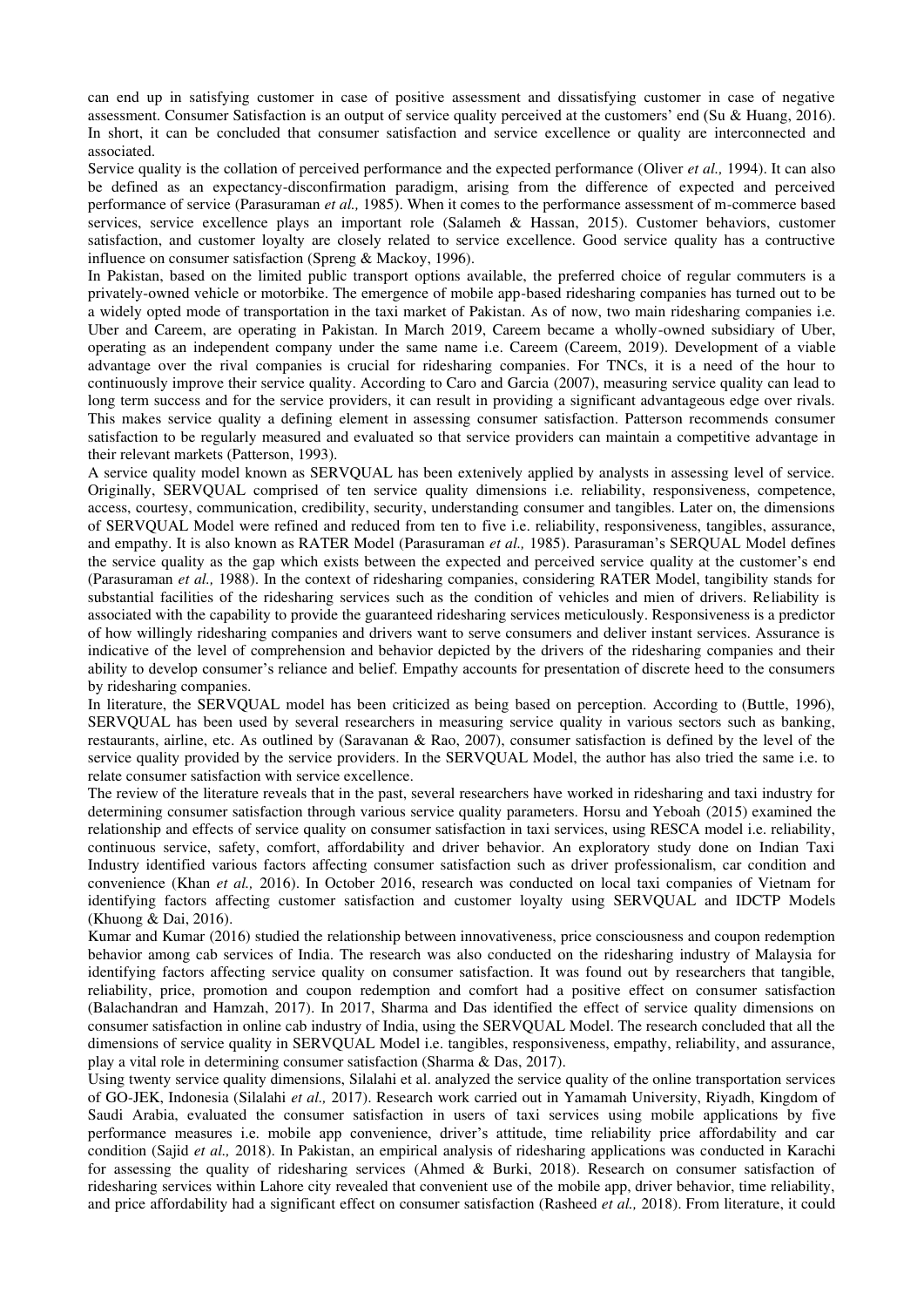can end up in satisfying customer in case of positive assessment and dissatisfying customer in case of negative assessment. Consumer Satisfaction is an output of service quality perceived at the customers' end (Su & Huang, 2016). In short, it can be concluded that consumer satisfaction and service excellence or quality are interconnected and associated.

Service quality is the collation of perceived performance and the expected performance (Oliver *et al.,* 1994). It can also be defined as an expectancy-disconfirmation paradigm, arising from the difference of expected and perceived performance of service (Parasuraman *et al.,* 1985). When it comes to the performance assessment of m-commerce based services, service excellence plays an important role (Salameh & Hassan, 2015). Customer behaviors, customer satisfaction, and customer loyalty are closely related to service excellence. Good service quality has a contructive influence on consumer satisfaction (Spreng & Mackoy, 1996).

In Pakistan, based on the limited public transport options available, the preferred choice of regular commuters is a privately-owned vehicle or motorbike. The emergence of mobile app-based ridesharing companies has turned out to be a widely opted mode of transportation in the taxi market of Pakistan. As of now, two main ridesharing companies i.e. Uber and Careem, are operating in Pakistan. In March 2019, Careem became a wholly-owned subsidiary of Uber, operating as an independent company under the same name i.e. Careem (Careem, 2019). Development of a viable advantage over the rival companies is crucial for ridesharing companies. For TNCs, it is a need of the hour to continuously improve their service quality. According to Caro and Garcia (2007), measuring service quality can lead to long term success and for the service providers, it can result in providing a significant advantageous edge over rivals. This makes service quality a defining element in assessing consumer satisfaction. Patterson recommends consumer satisfaction to be regularly measured and evaluated so that service providers can maintain a competitive advantage in their relevant markets (Patterson, 1993).

A service quality model known as SERVQUAL has been extenively applied by analysts in assessing level of service. Originally, SERVQUAL comprised of ten service quality dimensions i.e. reliability, responsiveness, competence, access, courtesy, communication, credibility, security, understanding consumer and tangibles. Later on, the dimensions of SERVQUAL Model were refined and reduced from ten to five i.e. reliability, responsiveness, tangibles, assurance, and empathy. It is also known as RATER Model (Parasuraman *et al.,* 1985). Parasuraman's SERQUAL Model defines the service quality as the gap which exists between the expected and perceived service quality at the customer's end (Parasuraman *et al.,* 1988). In the context of ridesharing companies, considering RATER Model, tangibility stands for substantial facilities of the ridesharing services such as the condition of vehicles and mien of drivers. Reliability is associated with the capability to provide the guaranteed ridesharing services meticulously. Responsiveness is a predictor of how willingly ridesharing companies and drivers want to serve consumers and deliver instant services. Assurance is indicative of the level of comprehension and behavior depicted by the drivers of the ridesharing companies and their ability to develop consumer's reliance and belief. Empathy accounts for presentation of discrete heed to the consumers by ridesharing companies.

In literature, the SERVQUAL model has been criticized as being based on perception. According to (Buttle, 1996), SERVQUAL has been used by several researchers in measuring service quality in various sectors such as banking, restaurants, airline, etc. As outlined by (Saravanan & Rao, 2007), consumer satisfaction is defined by the level of the service quality provided by the service providers. In the SERVQUAL Model, the author has also tried the same i.e. to relate consumer satisfaction with service excellence.

The review of the literature reveals that in the past, several researchers have worked in ridesharing and taxi industry for determining consumer satisfaction through various service quality parameters. Horsu and Yeboah (2015) examined the relationship and effects of service quality on consumer satisfaction in taxi services, using RESCA model i.e. reliability, continuous service, safety, comfort, affordability and driver behavior. An exploratory study done on Indian Taxi Industry identified various factors affecting consumer satisfaction such as driver professionalism, car condition and convenience (Khan *et al.,* 2016). In October 2016, research was conducted on local taxi companies of Vietnam for identifying factors affecting customer satisfaction and customer loyalty using SERVQUAL and IDCTP Models (Khuong & Dai, 2016).

Kumar and Kumar (2016) studied the relationship between innovativeness, price consciousness and coupon redemption behavior among cab services of India. The research was also conducted on the ridesharing industry of Malaysia for identifying factors affecting service quality on consumer satisfaction. It was found out by researchers that tangible, reliability, price, promotion and coupon redemption and comfort had a positive effect on consumer satisfaction (Balachandran and Hamzah, 2017). In 2017, Sharma and Das identified the effect of service quality dimensions on consumer satisfaction in online cab industry of India, using the SERVQUAL Model. The research concluded that all the dimensions of service quality in SERVQUAL Model i.e. tangibles, responsiveness, empathy, reliability, and assurance, play a vital role in determining consumer satisfaction (Sharma & Das, 2017).

Using twenty service quality dimensions, Silalahi et al. analyzed the service quality of the online transportation services of GO-JEK, Indonesia (Silalahi *et al.,* 2017). Research work carried out in Yamamah University, Riyadh, Kingdom of Saudi Arabia, evaluated the consumer satisfaction in users of taxi services using mobile applications by five performance measures i.e. mobile app convenience, driver's attitude, time reliability price affordability and car condition (Sajid *et al.,* 2018). In Pakistan, an empirical analysis of ridesharing applications was conducted in Karachi for assessing the quality of ridesharing services (Ahmed & Burki, 2018). Research on consumer satisfaction of ridesharing services within Lahore city revealed that convenient use of the mobile app, driver behavior, time reliability, and price affordability had a significant effect on consumer satisfaction (Rasheed *et al.,* 2018). From literature, it could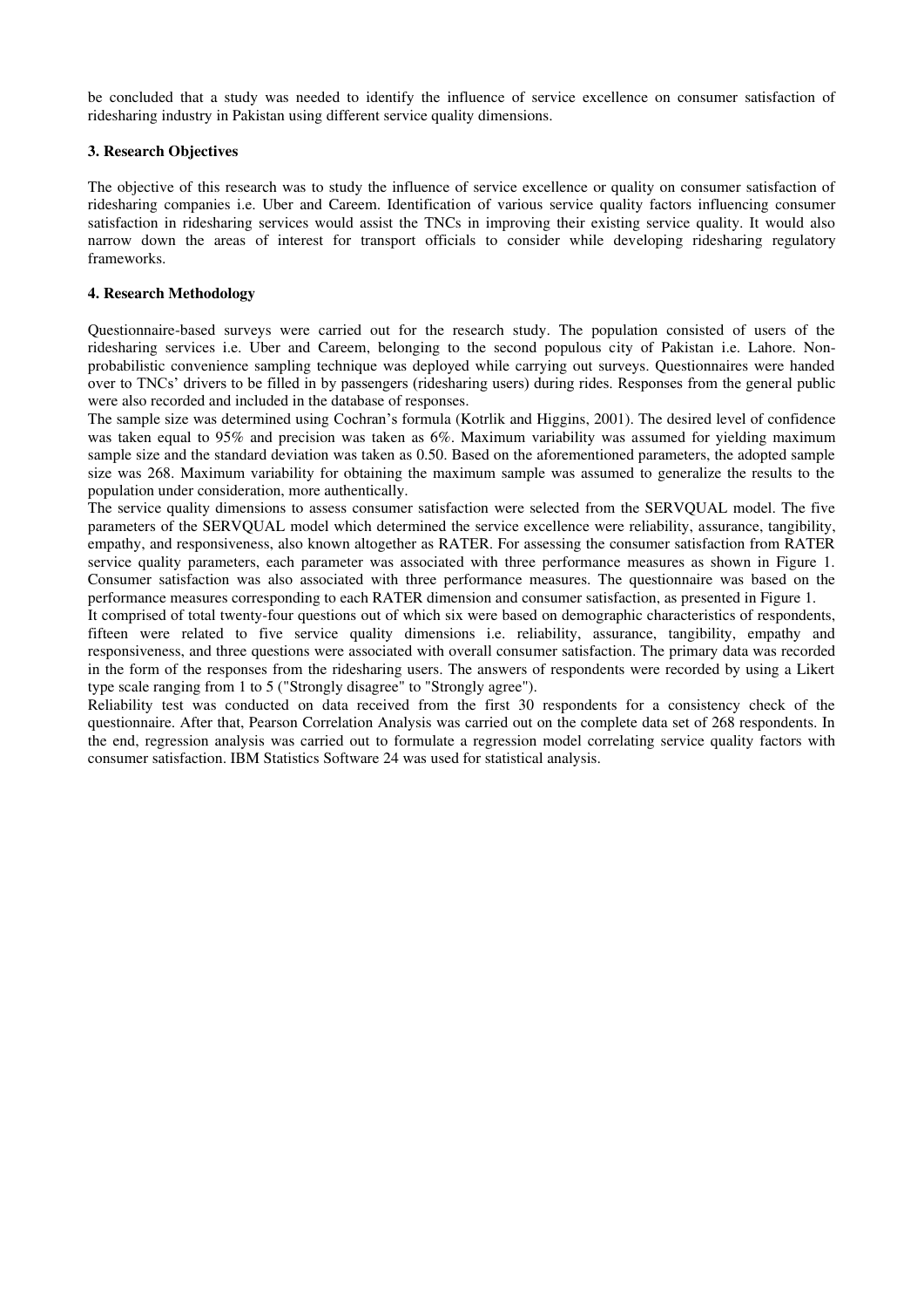be concluded that a study was needed to identify the influence of service excellence on consumer satisfaction of ridesharing industry in Pakistan using different service quality dimensions.

## 3. Research Objectives

The objective of this research was to study the influence of service excellence or quality on consumer satisfaction of ridesharing companies i.e. Uber and Careem. Identification of various service quality factors influencing consumer satisfaction in ridesharing services would assist the TNCs in improving their existing service quality. It would also narrow down the areas of interest for transport officials to consider while developing ridesharing regulatory frameworks.

## 4. Research Methodology

Questionnaire-based surveys were carried out for the research study. The population consisted of users of the ridesharing services i.e. Uber and Careem, belonging to the second populous city of Pakistan i.e. Lahore. Non-probabilistic convenience sampling technique was deployed while carrying out surveys. Questionnaires were handed over to TNCs' drivers to be filled in by passengers (ridesharing users) during rides. Responses from the general public were also recorded and included in the database of responses.

The sample size was determined using Cochran's formula (Kotrlik and Higgins, 2001). The desired level of confidence was taken equal to 95% and precision was taken as 6%. Maximum variability was assumed for yielding maximum sample size and the standard deviation was taken as 0.50. Based on the aforementioned parameters, the adopted sample size was 268. Maximum variability for obtaining the maximum sample was assumed to generalize the results to the population under consideration, more authentically.

The service quality dimensions to assess consumer satisfaction were selected from the SERVQUAL model. The five parameters of the SERVQUAL model which determined the service excellence were reliability, assurance, tangibility, empathy, and responsiveness, also known altogether as RATER. For assessing the consumer satisfaction from RATER service quality parameters, each parameter was associated with three performance measures as shown in Figure 1. Consumer satisfaction was also associated with three performance measures. The questionnaire was based on the performance measures corresponding to each RATER dimension and consumer satisfaction, as presented in Figure 1.

It comprised of total twenty-four questions out of which six were based on demographic characteristics of respondents, fifteen were related to five service quality dimensions i.e. reliability, assurance, tangibility, empathy and responsiveness, and three questions were associated with overall consumer satisfaction. The primary data was recorded in the form of the responses from the ridesharing users. The answers of respondents were recorded by using a Likert type scale ranging from 1 to 5 ("Strongly disagree" to "Strongly agree").

Reliability test was conducted on data received from the first 30 respondents for a consistency check of the questionnaire. After that, Pearson Correlation Analysis was carried out on the complete data set of 268 respondents. In the end, regression analysis was carried out to formulate a regression model correlating service quality factors with consumer satisfaction. IBM Statistics Software 24 was used for statistical analysis.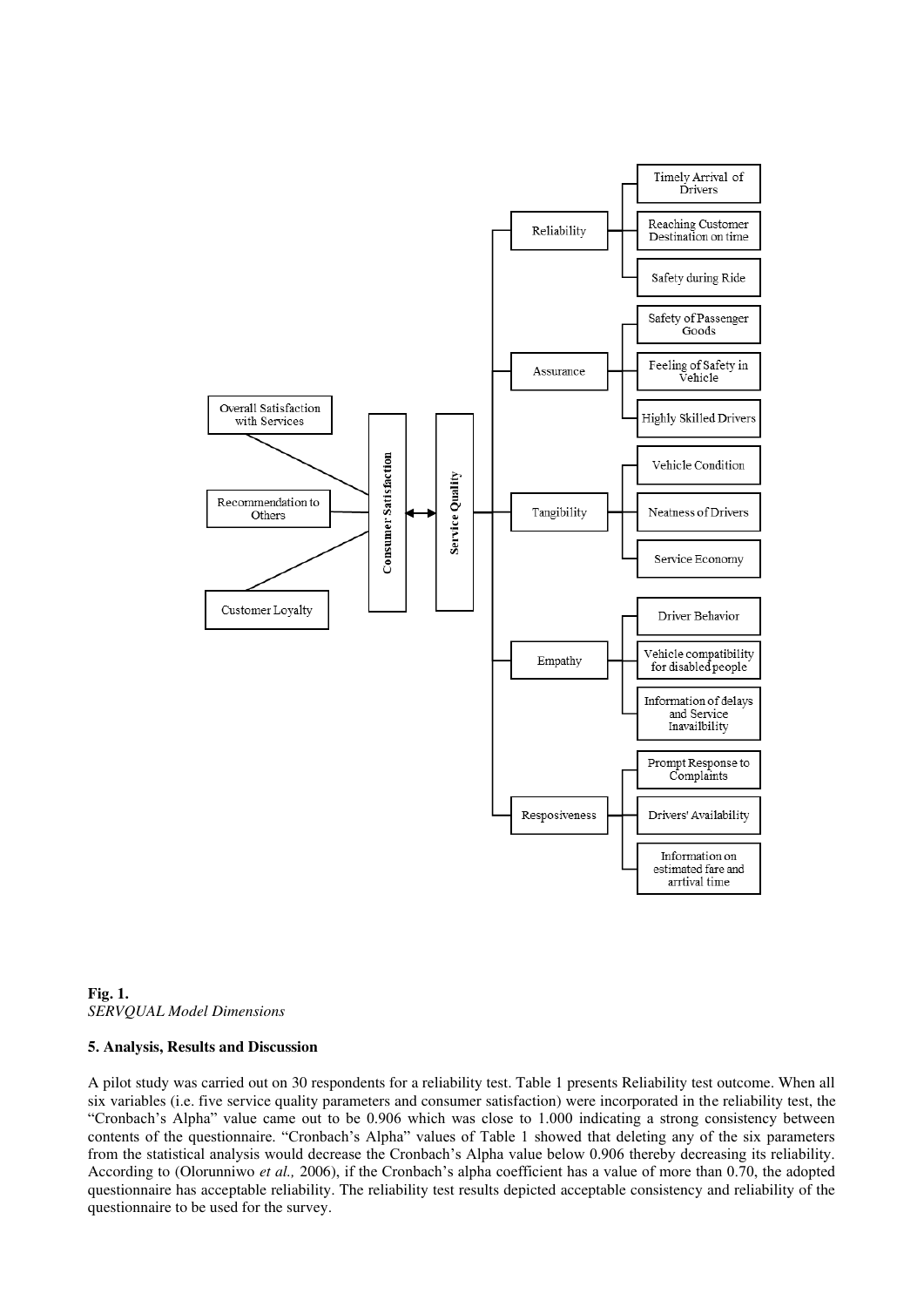**Fig. 1.**
*SERVQUAL Model Dimensions*

**5. Analysis, Results and Discussion**

A pilot study was carried out on 30 respondents for a reliability test. Table 1 presents Reliability test outcome. When all six variables (i.e. five service quality parameters and consumer satisfaction) were incorporated in the reliability test, the "Cronbach's Alpha" value came out to be 0.906 which was close to 1.000 indicating a strong consistency between contents of the questionnaire. "Cronbach's Alpha" values of Table 1 showed that deleting any of the six parameters from the statistical analysis would decrease the Cronbach's Alpha value below 0.906 thereby decreasing its reliability. According to (Olorunniwo *et al.,* 2006), if the Cronbach's alpha coefficient has a value of more than 0.70, the adopted questionnaire has acceptable reliability. The reliability test results depicted acceptable consistency and reliability of the questionnaire to be used for the survey.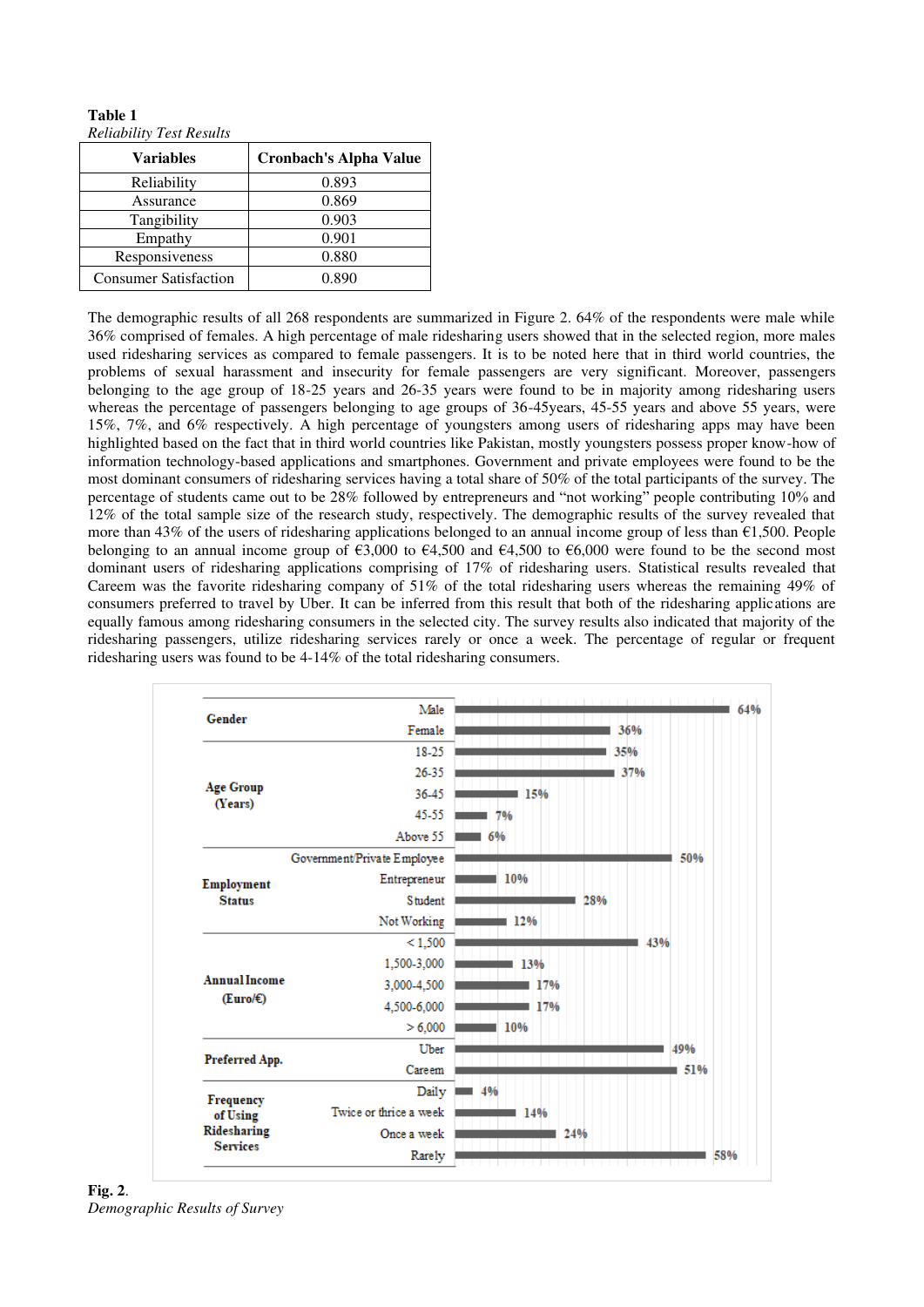**Table 1**
*Reliability Test Results*

| Variables | Cronbach's Alpha Value |
|---|---|
| Reliability | 0.893 |
| Assurance | 0.869 |
| Tangibility | 0.903 |
| Empathy | 0.901 |
| Responsiveness | 0.880 |
| Consumer Satisfaction | 0.890 |

The demographic results of all 268 respondents are summarized in Figure 2. 64% of the respondents were male while 36% comprised of females. A high percentage of male ridesharing users showed that in the selected region, more males used ridesharing services as compared to female passengers. It is to be noted here that in third world countries, the problems of sexual harassment and insecurity for female passengers are very significant. Moreover, passengers belonging to the age group of 18-25 years and 26-35 years were found to be in majority among ridesharing users whereas the percentage of passengers belonging to age groups of 36-45years, 45-55 years and above 55 years, were 15%, 7%, and 6% respectively. A high percentage of youngsters among users of ridesharing apps may have been highlighted based on the fact that in third world countries like Pakistan, mostly youngsters possess proper know-how of information technology-based applications and smartphones. Government and private employees were found to be the most dominant consumers of ridesharing services having a total share of 50% of the total participants of the survey. The percentage of students came out to be 28% followed by entrepreneurs and "not working" people contributing 10% and 12% of the total sample size of the research study, respectively. The demographic results of the survey revealed that more than 43% of the users of ridesharing applications belonged to an annual income group of less than €1,500. People belonging to an annual income group of €3,000 to €4,500 and €4,500 to €6,000 were found to be the second most dominant users of ridesharing applications comprising of 17% of ridesharing users. Statistical results revealed that Careem was the favorite ridesharing company of 51% of the total ridesharing users whereas the remaining 49% of consumers preferred to travel by Uber. It can be inferred from this result that both of the ridesharing applications are equally famous among ridesharing consumers in the selected city. The survey results also indicated that majority of the ridesharing passengers, utilize ridesharing services rarely or once a week. The percentage of regular or frequent ridesharing users was found to be 4-14% of the total ridesharing consumers.

| Category | Item | Percentage |
|---|---|---|
| Gender | Male | 64% |
| | Female | 36% |
| Age Group (Years) | 18-25 | 35% |
| | 26-35 | 37% |
| | 36-45 | 15% |
| | 45-55 | 7% |
| | Above 55 | 6% |
| Employment Status | Government/Private Employee | 50% |
| | Entrepreneur | 10% |
| | Student | 28% |
| | Not Working | 12% |
| Annual Income (Euro/€) | < 1,500 | 43% |
| | 1,500-3,000 | 13% |
| | 3,000-4,500 | 17% |
| | 4,500-6,000 | 17% |
| | > 6,000 | 10% |
| Preferred App. | Uber | 49% |
| | Careem | 51% |
| Frequency of Using Ridesharing Services | Daily | 4% |
| | Twice or thrice a week | 14% |
| | Once a week | 24% |
| | Rarely | 58% |

**Fig. 2**.
*Demographic Results of Survey*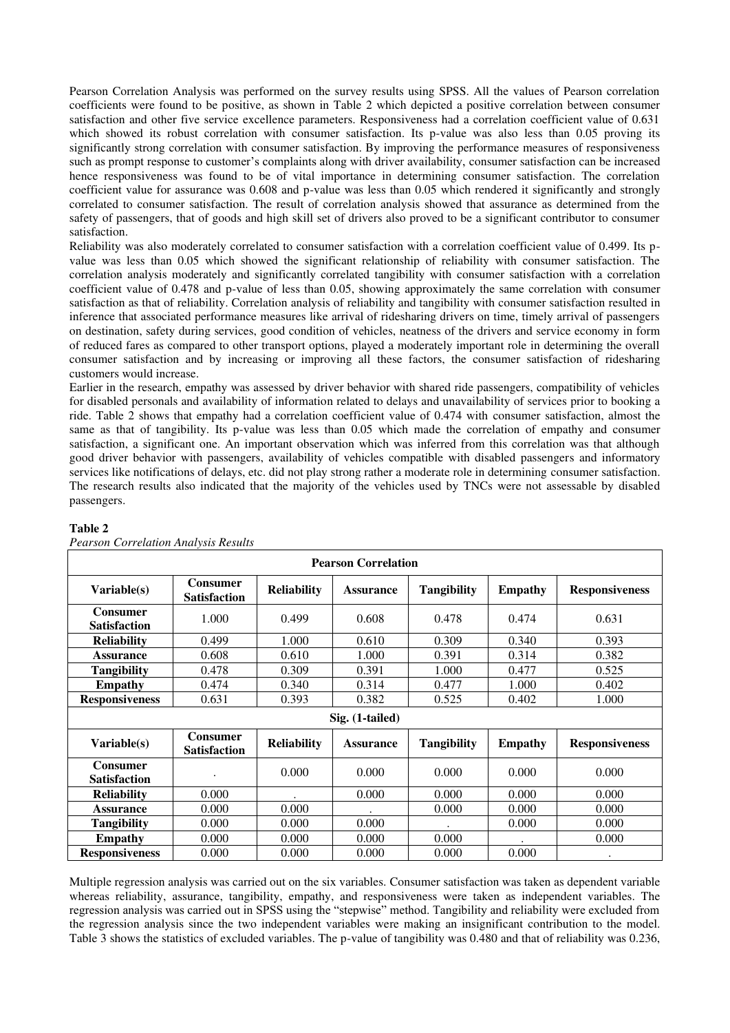Pearson Correlation Analysis was performed on the survey results using SPSS. All the values of Pearson correlation coefficients were found to be positive, as shown in Table 2 which depicted a positive correlation between consumer satisfaction and other five service excellence parameters. Responsiveness had a correlation coefficient value of 0.631 which showed its robust correlation with consumer satisfaction. Its p-value was also less than 0.05 proving its significantly strong correlation with consumer satisfaction. By improving the performance measures of responsiveness such as prompt response to customer's complaints along with driver availability, consumer satisfaction can be increased hence responsiveness was found to be of vital importance in determining consumer satisfaction. The correlation coefficient value for assurance was 0.608 and p-value was less than 0.05 which rendered it significantly and strongly correlated to consumer satisfaction. The result of correlation analysis showed that assurance as determined from the safety of passengers, that of goods and high skill set of drivers also proved to be a significant contributor to consumer satisfaction.

Reliability was also moderately correlated to consumer satisfaction with a correlation coefficient value of 0.499. Its p-value was less than 0.05 which showed the significant relationship of reliability with consumer satisfaction. The correlation analysis moderately and significantly correlated tangibility with consumer satisfaction with a correlation coefficient value of 0.478 and p-value of less than 0.05, showing approximately the same correlation with consumer satisfaction as that of reliability. Correlation analysis of reliability and tangibility with consumer satisfaction resulted in inference that associated performance measures like arrival of ridesharing drivers on time, timely arrival of passengers on destination, safety during services, good condition of vehicles, neatness of the drivers and service economy in form of reduced fares as compared to other transport options, played a moderately important role in determining the overall consumer satisfaction and by increasing or improving all these factors, the consumer satisfaction of ridesharing customers would increase.

Earlier in the research, empathy was assessed by driver behavior with shared ride passengers, compatibility of vehicles for disabled personals and availability of information related to delays and unavailability of services prior to booking a ride. Table 2 shows that empathy had a correlation coefficient value of 0.474 with consumer satisfaction, almost the same as that of tangibility. Its p-value was less than 0.05 which made the correlation of empathy and consumer satisfaction, a significant one. An important observation which was inferred from this correlation was that although good driver behavior with passengers, availability of vehicles compatible with disabled passengers and informatory services like notifications of delays, etc. did not play strong rather a moderate role in determining consumer satisfaction. The research results also indicated that the majority of the vehicles used by TNCs were not assessable by disabled passengers.

**Table 2**

*Pearson Correlation Analysis Results*

| Pearson Correlation | | | | | | |
|---|---|---|---|---|---|---|
| **Variable(s)** | **Consumer Satisfaction** | **Reliability** | **Assurance** | **Tangibility** | **Empathy** | **Responsiveness** |
| **Consumer Satisfaction** | 1.000 | 0.499 | 0.608 | 0.478 | 0.474 | 0.631 |
| **Reliability** | 0.499 | 1.000 | 0.610 | 0.309 | 0.340 | 0.393 |
| **Assurance** | 0.608 | 0.610 | 1.000 | 0.391 | 0.314 | 0.382 |
| **Tangibility** | 0.478 | 0.309 | 0.391 | 1.000 | 0.477 | 0.525 |
| **Empathy** | 0.474 | 0.340 | 0.314 | 0.477 | 1.000 | 0.402 |
| **Responsiveness** | 0.631 | 0.393 | 0.382 | 0.525 | 0.402 | 1.000 |
| **Sig. (1-tailed)** | | | | | | |
| **Variable(s)** | **Consumer Satisfaction** | **Reliability** | **Assurance** | **Tangibility** | **Empathy** | **Responsiveness** |
| **Consumer Satisfaction** | . | 0.000 | 0.000 | 0.000 | 0.000 | 0.000 |
| **Reliability** | 0.000 | . | 0.000 | 0.000 | 0.000 | 0.000 |
| **Assurance** | 0.000 | 0.000 | . | 0.000 | 0.000 | 0.000 |
| **Tangibility** | 0.000 | 0.000 | 0.000 | . | 0.000 | 0.000 |
| **Empathy** | 0.000 | 0.000 | 0.000 | 0.000 | . | 0.000 |
| **Responsiveness** | 0.000 | 0.000 | 0.000 | 0.000 | 0.000 | . |

Multiple regression analysis was carried out on the six variables. Consumer satisfaction was taken as dependent variable whereas reliability, assurance, tangibility, empathy, and responsiveness were taken as independent variables. The regression analysis was carried out in SPSS using the "stepwise" method. Tangibility and reliability were excluded from the regression analysis since the two independent variables were making an insignificant contribution to the model. Table 3 shows the statistics of excluded variables. The p-value of tangibility was 0.480 and that of reliability was 0.236,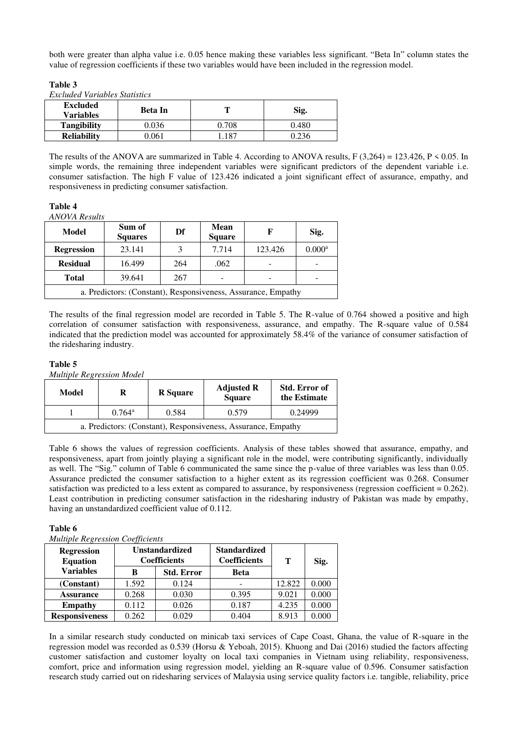both were greater than alpha value i.e. 0.05 hence making these variables less significant. "Beta In" column states the value of regression coefficients if these two variables would have been included in the regression model.

**Table 3**

*Excluded Variables Statistics*

| Excluded Variables | Beta In | T | Sig. |
|---|---|---|---|
| **Tangibility** | 0.036 | 0.708 | 0.480 |
| **Reliability** | 0.061 | 1.187 | 0.236 |

The results of the ANOVA are summarized in Table 4. According to ANOVA results, $F(3,264) = 123.426$, $P < 0.05$. In simple words, the remaining three independent variables were significant predictors of the dependent variable i.e. consumer satisfaction. The high F value of 123.426 indicated a joint significant effect of assurance, empathy, and responsiveness in predicting consumer satisfaction.

**Table 4**

*ANOVA Results*

| Model | Sum of Squares | Df | Mean Square | F | Sig. |
|---|---|---|---|---|---|
| **Regression** | 23.141 | 3 | 7.714 | 123.426 | 0.000[a] |
| **Residual** | 16.499 | 264 | .062 | - | - |
| **Total** | 39.641 | 267 | - | - | - |
| a. Predictors: (Constant), Responsiveness, Assurance, Empathy | | | | | |

The results of the final regression model are recorded in Table 5. The R-value of 0.764 showed a positive and high correlation of consumer satisfaction with responsiveness, assurance, and empathy. The R-square value of 0.584 indicated that the prediction model was accounted for approximately 58.4% of the variance of consumer satisfaction of the ridesharing industry.

**Table 5**

*Multiple Regression Model*

| Model | R | R Square | Adjusted R Square | Std. Error of the Estimate |
|---|---|---|---|---|
| 1 | 0.764[a] | 0.584 | 0.579 | 0.24999 |
| a. Predictors: (Constant), Responsiveness, Assurance, Empathy | | | | |

Table 6 shows the values of regression coefficients. Analysis of these tables showed that assurance, empathy, and responsiveness, apart from jointly playing a significant role in the model, were contributing significantly, individually as well. The "Sig." column of Table 6 communicated the same since the p-value of three variables was less than 0.05. Assurance predicted the consumer satisfaction to a higher extent as its regression coefficient was 0.268. Consumer satisfaction was predicted to a less extent as compared to assurance, by responsiveness (regression coefficient = 0.262). Least contribution in predicting consumer satisfaction in the ridesharing industry of Pakistan was made by empathy, having an unstandardized coefficient value of 0.112.

**Table 6**

*Multiple Regression Coefficients*

| Regression Equation Variables | Unstandardized Coefficients | | Standardized Coefficients | T | Sig. |
|---|---|---|---|---|---|
| | B | Std. Error | Beta | | |
| **(Constant)** | 1.592 | 0.124 | - | 12.822 | 0.000 |
| **Assurance** | 0.268 | 0.030 | 0.395 | 9.021 | 0.000 |
| **Empathy** | 0.112 | 0.026 | 0.187 | 4.235 | 0.000 |
| **Responsiveness** | 0.262 | 0.029 | 0.404 | 8.913 | 0.000 |

In a similar research study conducted on minicab taxi services of Cape Coast, Ghana, the value of R-square in the regression model was recorded as 0.539 (Horsu & Yeboah, 2015). Khuong and Dai (2016) studied the factors affecting customer satisfaction and customer loyalty on local taxi companies in Vietnam using reliability, responsiveness, comfort, price and information using regression model, yielding an R-square value of 0.596. Consumer satisfaction research study carried out on ridesharing services of Malaysia using service quality factors i.e. tangible, reliability, price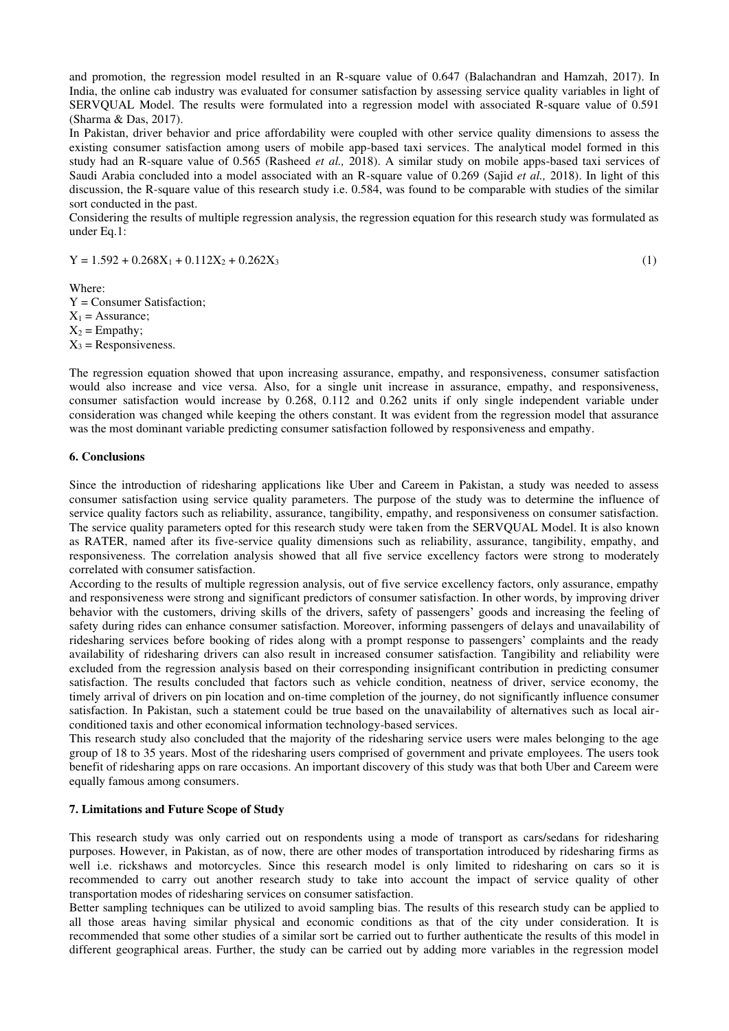and promotion, the regression model resulted in an R-square value of 0.647 (Balachandran and Hamzah, 2017). In India, the online cab industry was evaluated for consumer satisfaction by assessing service quality variables in light of SERVQUAL Model. The results were formulated into a regression model with associated R-square value of 0.591 (Sharma & Das, 2017).

In Pakistan, driver behavior and price affordability were coupled with other service quality dimensions to assess the existing consumer satisfaction among users of mobile app-based taxi services. The analytical model formed in this study had an R-square value of 0.565 (Rasheed *et al.,* 2018). A similar study on mobile apps-based taxi services of Saudi Arabia concluded into a model associated with an R-square value of 0.269 (Sajid *et al.,* 2018). In light of this discussion, the R-square value of this research study i.e. 0.584, was found to be comparable with studies of the similar sort conducted in the past.

Considering the results of multiple regression analysis, the regression equation for this research study was formulated as under Eq.1:

$$Y = 1.592 + 0.268X_1 + 0.112X_2 + 0.262X_3 \tag{1}$$

Where:
Y = Consumer Satisfaction;
$X_1$ = Assurance;
$X_2$ = Empathy;
$X_3$ = Responsiveness.

The regression equation showed that upon increasing assurance, empathy, and responsiveness, consumer satisfaction would also increase and vice versa. Also, for a single unit increase in assurance, empathy, and responsiveness, consumer satisfaction would increase by 0.268, 0.112 and 0.262 units if only single independent variable under consideration was changed while keeping the others constant. It was evident from the regression model that assurance was the most dominant variable predicting consumer satisfaction followed by responsiveness and empathy.

## 6. Conclusions

Since the introduction of ridesharing applications like Uber and Careem in Pakistan, a study was needed to assess consumer satisfaction using service quality parameters. The purpose of the study was to determine the influence of service quality factors such as reliability, assurance, tangibility, empathy, and responsiveness on consumer satisfaction. The service quality parameters opted for this research study were taken from the SERVQUAL Model. It is also known as RATER, named after its five-service quality dimensions such as reliability, assurance, tangibility, empathy, and responsiveness. The correlation analysis showed that all five service excellency factors were strong to moderately correlated with consumer satisfaction.

According to the results of multiple regression analysis, out of five service excellency factors, only assurance, empathy and responsiveness were strong and significant predictors of consumer satisfaction. In other words, by improving driver behavior with the customers, driving skills of the drivers, safety of passengers' goods and increasing the feeling of safety during rides can enhance consumer satisfaction. Moreover, informing passengers of delays and unavailability of ridesharing services before booking of rides along with a prompt response to passengers' complaints and the ready availability of ridesharing drivers can also result in increased consumer satisfaction. Tangibility and reliability were excluded from the regression analysis based on their corresponding insignificant contribution in predicting consumer satisfaction. The results concluded that factors such as vehicle condition, neatness of driver, service economy, the timely arrival of drivers on pin location and on-time completion of the journey, do not significantly influence consumer satisfaction. In Pakistan, such a statement could be true based on the unavailability of alternatives such as local air-conditioned taxis and other economical information technology-based services.

This research study also concluded that the majority of the ridesharing service users were males belonging to the age group of 18 to 35 years. Most of the ridesharing users comprised of government and private employees. The users took benefit of ridesharing apps on rare occasions. An important discovery of this study was that both Uber and Careem were equally famous among consumers.

## 7. Limitations and Future Scope of Study

This research study was only carried out on respondents using a mode of transport as cars/sedans for ridesharing purposes. However, in Pakistan, as of now, there are other modes of transportation introduced by ridesharing firms as well i.e. rickshaws and motorcycles. Since this research model is only limited to ridesharing on cars so it is recommended to carry out another research study to take into account the impact of service quality of other transportation modes of ridesharing services on consumer satisfaction.

Better sampling techniques can be utilized to avoid sampling bias. The results of this research study can be applied to all those areas having similar physical and economic conditions as that of the city under consideration. It is recommended that some other studies of a similar sort be carried out to further authenticate the results of this model in different geographical areas. Further, the study can be carried out by adding more variables in the regression model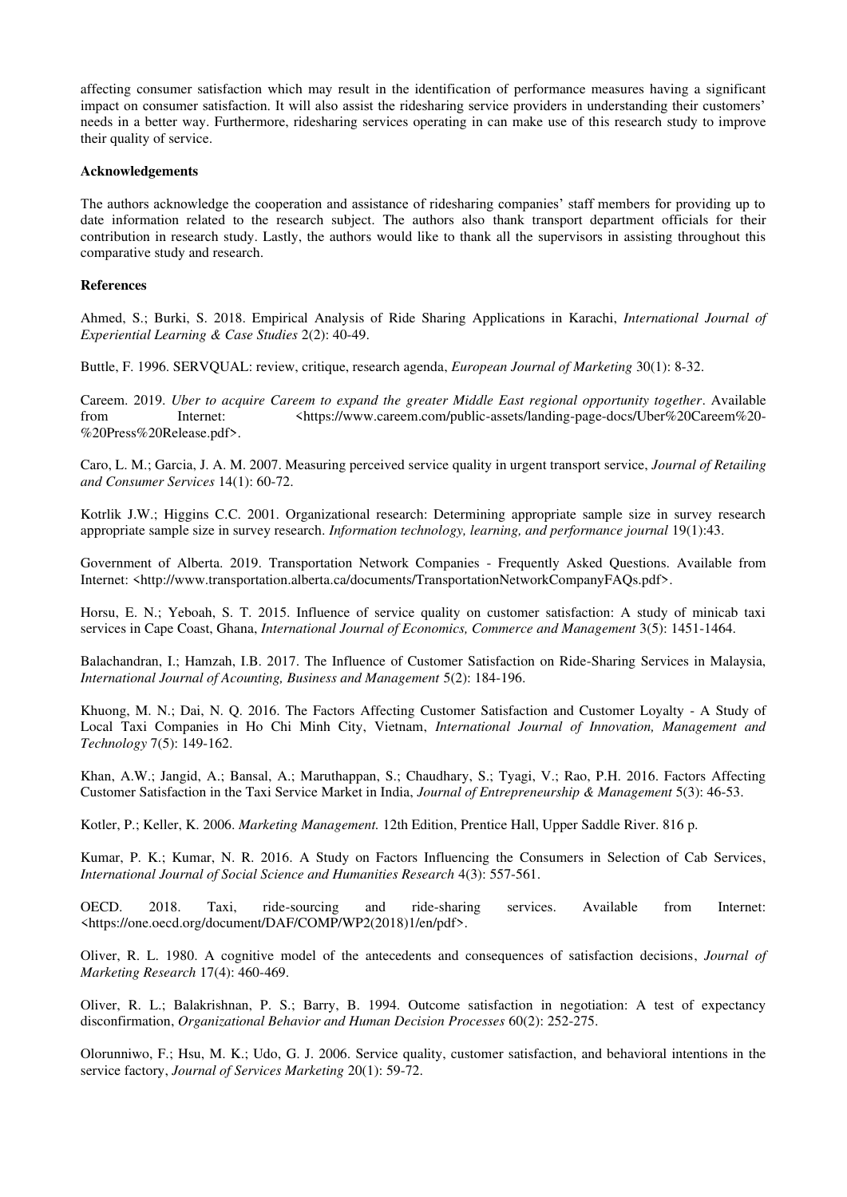affecting consumer satisfaction which may result in the identification of performance measures having a significant impact on consumer satisfaction. It will also assist the ridesharing service providers in understanding their customers' needs in a better way. Furthermore, ridesharing services operating in can make use of this research study to improve their quality of service.

**Acknowledgements**

The authors acknowledge the cooperation and assistance of ridesharing companies' staff members for providing up to date information related to the research subject. The authors also thank transport department officials for their contribution in research study. Lastly, the authors would like to thank all the supervisors in assisting throughout this comparative study and research.

**References**

Ahmed, S.; Burki, S. 2018. Empirical Analysis of Ride Sharing Applications in Karachi, *International Journal of Experiential Learning & Case Studies* 2(2): 40-49.

Buttle, F. 1996. SERVQUAL: review, critique, research agenda, *European Journal of Marketing* 30(1): 8-32.

Careem. 2019. *Uber to acquire Careem to expand the greater Middle East regional opportunity together*. Available from Internet: <https://www.careem.com/public-assets/landing-page-docs/Uber%20Careem%20-%20Press%20Release.pdf>.

Caro, L. M.; Garcia, J. A. M. 2007. Measuring perceived service quality in urgent transport service, *Journal of Retailing and Consumer Services* 14(1): 60-72.

Kotrlik J.W.; Higgins C.C. 2001. Organizational research: Determining appropriate sample size in survey research appropriate sample size in survey research. *Information technology, learning, and performance journal* 19(1):43.

Government of Alberta. 2019. Transportation Network Companies - Frequently Asked Questions. Available from Internet: <http://www.transportation.alberta.ca/documents/TransportationNetworkCompanyFAQs.pdf>.

Horsu, E. N.; Yeboah, S. T. 2015. Influence of service quality on customer satisfaction: A study of minicab taxi services in Cape Coast, Ghana, *International Journal of Economics, Commerce and Management* 3(5): 1451-1464.

Balachandran, I.; Hamzah, I.B. 2017. The Influence of Customer Satisfaction on Ride-Sharing Services in Malaysia, *International Journal of Acounting, Business and Management* 5(2): 184-196.

Khuong, M. N.; Dai, N. Q. 2016. The Factors Affecting Customer Satisfaction and Customer Loyalty - A Study of Local Taxi Companies in Ho Chi Minh City, Vietnam, *International Journal of Innovation, Management and Technology* 7(5): 149-162.

Khan, A.W.; Jangid, A.; Bansal, A.; Maruthappan, S.; Chaudhary, S.; Tyagi, V.; Rao, P.H. 2016. Factors Affecting Customer Satisfaction in the Taxi Service Market in India, *Journal of Entrepreneurship & Management* 5(3): 46-53.

Kotler, P.; Keller, K. 2006. *Marketing Management.* 12th Edition, Prentice Hall, Upper Saddle River. 816 p.

Kumar, P. K.; Kumar, N. R. 2016. A Study on Factors Influencing the Consumers in Selection of Cab Services, *International Journal of Social Science and Humanities Research* 4(3): 557-561.

OECD. 2018. Taxi, ride-sourcing and ride-sharing services. Available from Internet: <https://one.oecd.org/document/DAF/COMP/WP2(2018)1/en/pdf>.

Oliver, R. L. 1980. A cognitive model of the antecedents and consequences of satisfaction decisions, *Journal of Marketing Research* 17(4): 460-469.

Oliver, R. L.; Balakrishnan, P. S.; Barry, B. 1994. Outcome satisfaction in negotiation: A test of expectancy disconfirmation, *Organizational Behavior and Human Decision Processes* 60(2): 252-275.

Olorunniwo, F.; Hsu, M. K.; Udo, G. J. 2006. Service quality, customer satisfaction, and behavioral intentions in the service factory, *Journal of Services Marketing* 20(1): 59-72.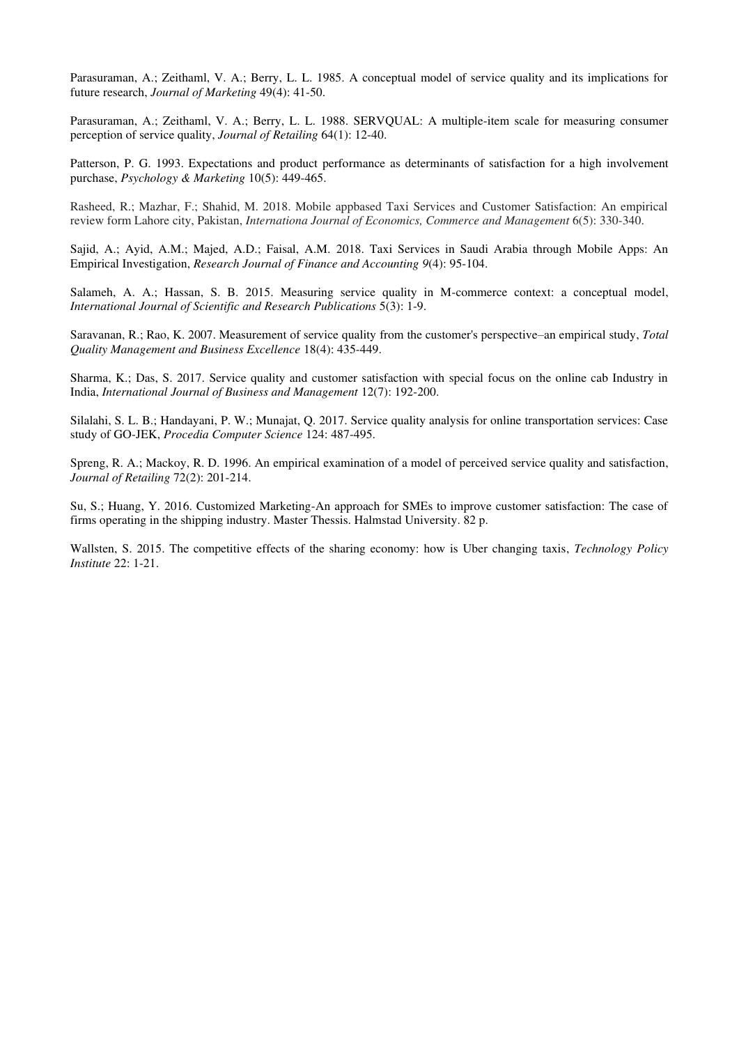Parasuraman, A.; Zeithaml, V. A.; Berry, L. L. 1985. A conceptual model of service quality and its implications for future research, *Journal of Marketing* 49(4): 41-50.

Parasuraman, A.; Zeithaml, V. A.; Berry, L. L. 1988. SERVQUAL: A multiple-item scale for measuring consumer perception of service quality, *Journal of Retailing* 64(1): 12-40.

Patterson, P. G. 1993. Expectations and product performance as determinants of satisfaction for a high involvement purchase, *Psychology & Marketing* 10(5): 449-465.

Rasheed, R.; Mazhar, F.; Shahid, M. 2018. Mobile appbased Taxi Services and Customer Satisfaction: An empirical review form Lahore city, Pakistan, *Internationa Journal of Economics, Commerce and Management* 6(5): 330-340.

Sajid, A.; Ayid, A.M.; Majed, A.D.; Faisal, A.M. 2018. Taxi Services in Saudi Arabia through Mobile Apps: An Empirical Investigation, *Research Journal of Finance and Accounting 9*(4): 95-104.

Salameh, A. A.; Hassan, S. B. 2015. Measuring service quality in M-commerce context: a conceptual model, *International Journal of Scientific and Research Publications* 5(3): 1-9.

Saravanan, R.; Rao, K. 2007. Measurement of service quality from the customer's perspective–an empirical study, *Total Quality Management and Business Excellence* 18(4): 435-449.

Sharma, K.; Das, S. 2017. Service quality and customer satisfaction with special focus on the online cab Industry in India, *International Journal of Business and Management* 12(7): 192-200.

Silalahi, S. L. B.; Handayani, P. W.; Munajat, Q. 2017. Service quality analysis for online transportation services: Case study of GO-JEK, *Procedia Computer Science* 124: 487-495.

Spreng, R. A.; Mackoy, R. D. 1996. An empirical examination of a model of perceived service quality and satisfaction, *Journal of Retailing* 72(2): 201-214.

Su, S.; Huang, Y. 2016. Customized Marketing-An approach for SMEs to improve customer satisfaction: The case of firms operating in the shipping industry. Master Thessis. Halmstad University. 82 p.

Wallsten, S. 2015. The competitive effects of the sharing economy: how is Uber changing taxis, *Technology Policy Institute* 22: 1-21.